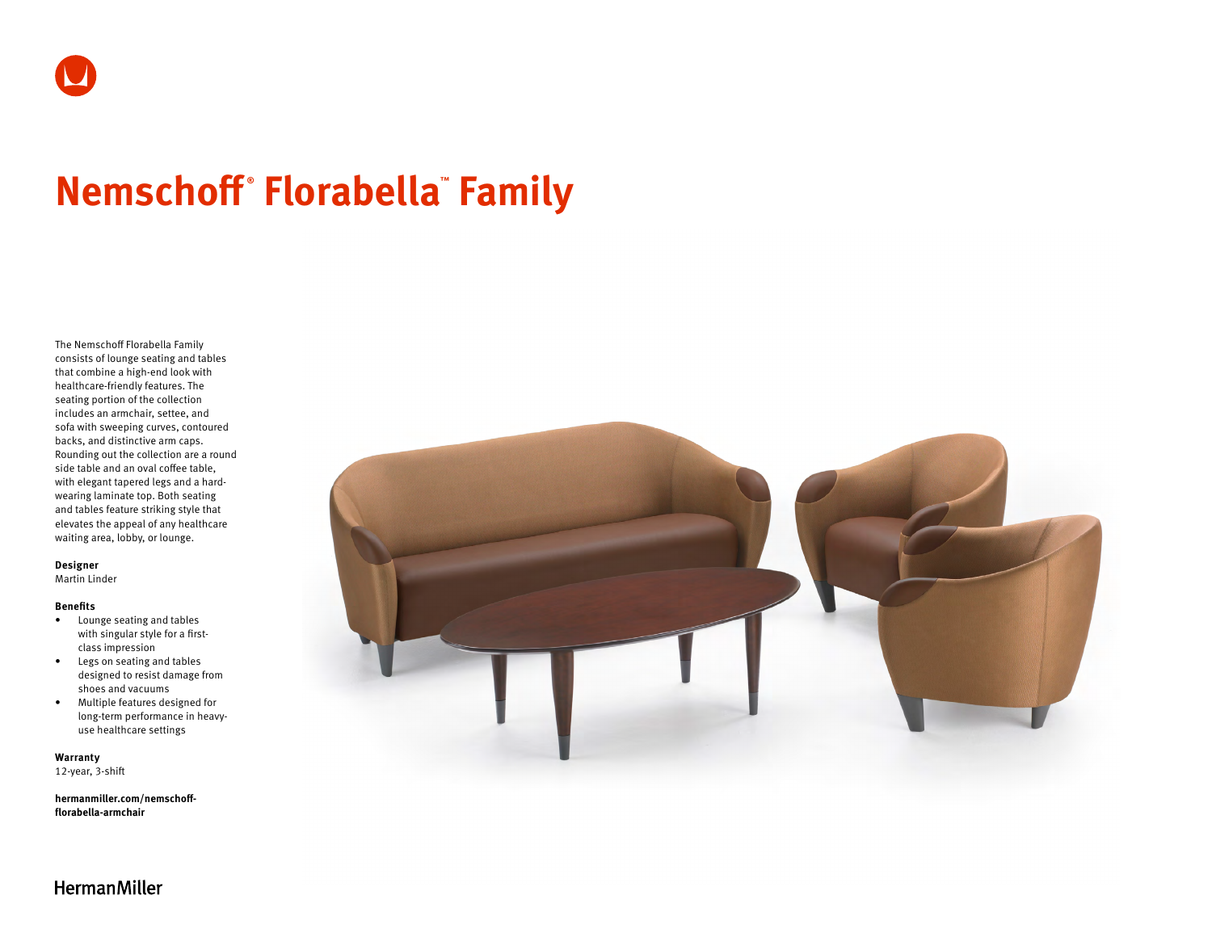# Nemschoff® Florabella™ Family

The Nemschoff Florabella Family consists of lounge seating and tables that combine a high-end look with healthcare-friendly features. The seating portion of the collection includes an armchair, settee, and sofa with sweeping curves, contoured backs, and distinctive arm caps. Rounding out the collection are a round side table and an oval coffee table, with elegant tapered legs and a hard-wearing laminate top. Both seating and tables feature striking style that elevates the appeal of any healthcare waiting area, lobby, or lounge.

**Designer**
Martin Linder

**Benefits**

- Lounge seating and tables with singular style for a first-class impression
- Legs on seating and tables designed to resist damage from shoes and vacuums
- Multiple features designed for long-term performance in heavy-use healthcare settings

**Warranty**
12-year, 3-shift

**hermanmiller.com/nemschoff-florabella-armchair**

HermanMiller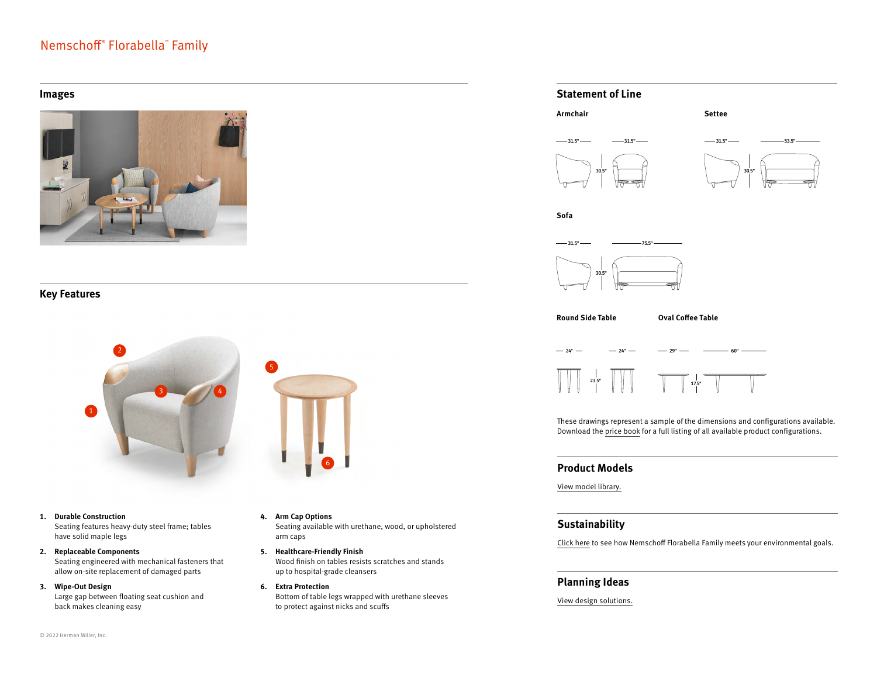# Nemschoff® Florabella™ Family

## Images

## Key Features

1. **Durable Construction**
   Seating features heavy-duty steel frame; tables have solid maple legs
2. **Replaceable Components**
   Seating engineered with mechanical fasteners that allow on-site replacement of damaged parts
3. **Wipe-Out Design**
   Large gap between floating seat cushion and back makes cleaning easy
4. **Arm Cap Options**
   Seating available with urethane, wood, or upholstered arm caps
5. **Healthcare-Friendly Finish**
   Wood finish on tables resists scratches and stands up to hospital-grade cleansers
6. **Extra Protection**
   Bottom of table legs wrapped with urethane sleeves to protect against nicks and scuffs

© 2022 Herman Miller, Inc.

## Statement of Line

**Armchair**

31.5"
31.5"
30.5"

**Settee**

31.5"
53.5"
30.5"

**Sofa**

31.5"
75.5"
30.5"

**Round Side Table**

24"
24"
23.5"

**Oval Coffee Table**

29"
60"
17.5"

These drawings represent a sample of the dimensions and configurations available. Download the price book for a full listing of all available product configurations.

## Product Models

View model library.

## Sustainability

Click here to see how Nemschoff Florabella Family meets your environmental goals.

## Planning Ideas

View design solutions.